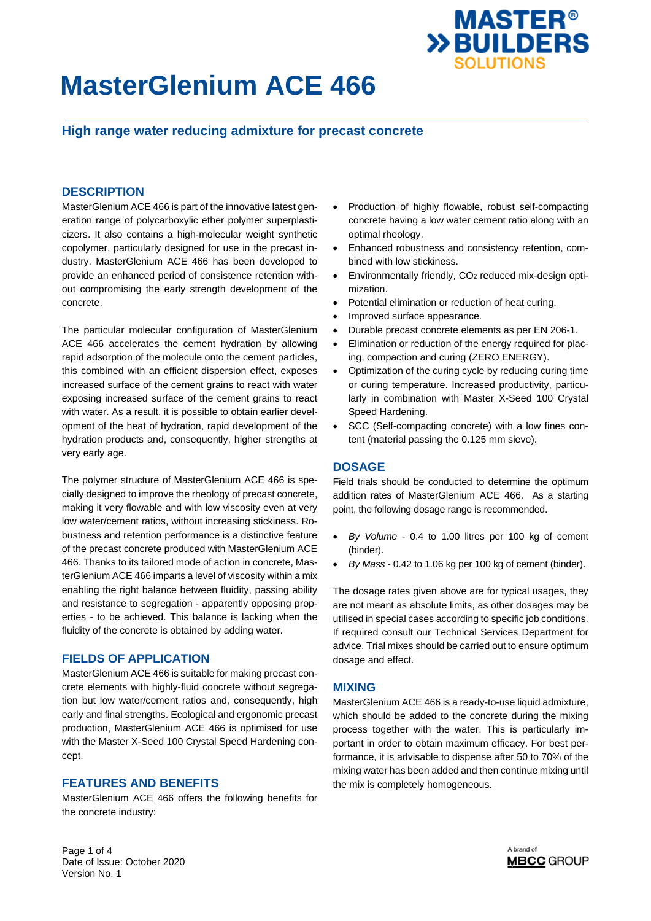# MasterGlenium ACE 466

## High range water reducing admixture for precast concrete

### DESCRIPTION

MasterGlenium ACE 466 is part of the innovative latest generation range of polycarboxylic ether polymer superplasticizers. It also contains a high-molecular weight synthetic copolymer, particularly designed for use in the precast industry. MasterGlenium ACE 466 has been developed to provide an enhanced period of consistence retention without compromising the early strength development of the concrete.

The particular molecular configuration of MasterGlenium ACE 466 accelerates the cement hydration by allowing rapid adsorption of the molecule onto the cement particles, this combined with an efficient dispersion effect, exposes increased surface of the cement grains to react with water exposing increased surface of the cement grains to react with water. As a result, it is possible to obtain earlier development of the heat of hydration, rapid development of the hydration products and, consequently, higher strengths at very early age.

The polymer structure of MasterGlenium ACE 466 is specially designed to improve the rheology of precast concrete, making it very flowable and with low viscosity even at very low water/cement ratios, without increasing stickiness. Robustness and retention performance is a distinctive feature of the precast concrete produced with MasterGlenium ACE 466. Thanks to its tailored mode of action in concrete, MasterGlenium ACE 466 imparts a level of viscosity within a mix enabling the right balance between fluidity, passing ability and resistance to segregation - apparently opposing properties - to be achieved. This balance is lacking when the fluidity of the concrete is obtained by adding water.

### FIELDS OF APPLICATION

MasterGlenium ACE 466 is suitable for making precast concrete elements with highly-fluid concrete without segregation but low water/cement ratios and, consequently, high early and final strengths. Ecological and ergonomic precast production, MasterGlenium ACE 466 is optimised for use with the Master X-Seed 100 Crystal Speed Hardening concept.

### FEATURES AND BENEFITS

MasterGlenium ACE 466 offers the following benefits for the concrete industry:

- Production of highly flowable, robust self-compacting concrete having a low water cement ratio along with an optimal rheology.
- Enhanced robustness and consistency retention, combined with low stickiness.
- Environmentally friendly, $CO_2$ reduced mix-design optimization.
- Potential elimination or reduction of heat curing.
- Improved surface appearance.
- Durable precast concrete elements as per EN 206-1.
- Elimination or reduction of the energy required for placing, compaction and curing (ZERO ENERGY).
- Optimization of the curing cycle by reducing curing time or curing temperature. Increased productivity, particularly in combination with Master X-Seed 100 Crystal Speed Hardening.
- SCC (Self-compacting concrete) with a low fines content (material passing the 0.125 mm sieve).

### DOSAGE

Field trials should be conducted to determine the optimum addition rates of MasterGlenium ACE 466. As a starting point, the following dosage range is recommended.

- *By Volume* - 0.4 to 1.00 litres per 100 kg of cement (binder).
- *By Mass* - 0.42 to 1.06 kg per 100 kg of cement (binder).

The dosage rates given above are for typical usages, they are not meant as absolute limits, as other dosages may be utilised in special cases according to specific job conditions. If required consult our Technical Services Department for advice. Trial mixes should be carried out to ensure optimum dosage and effect.

### MIXING

MasterGlenium ACE 466 is a ready-to-use liquid admixture, which should be added to the concrete during the mixing process together with the water. This is particularly important in order to obtain maximum efficacy. For best performance, it is advisable to dispense after 50 to 70% of the mixing water has been added and then continue mixing until the mix is completely homogeneous.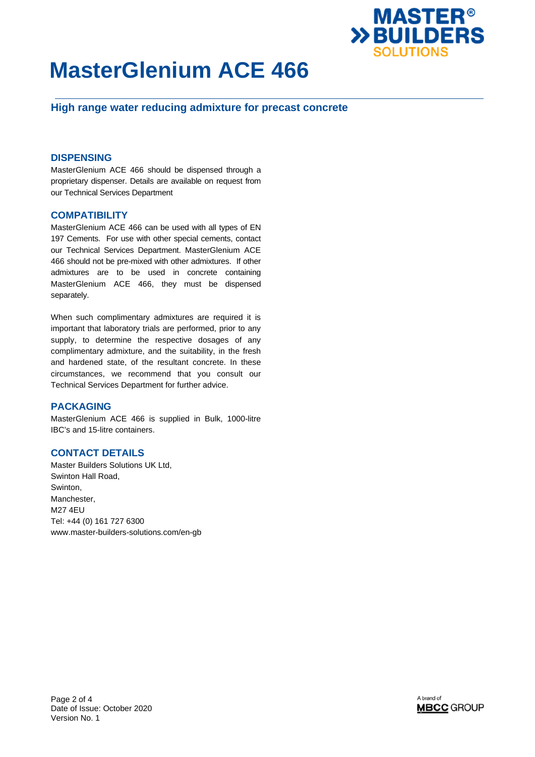# MasterGlenium ACE 466

## High range water reducing admixture for precast concrete

### DISPENSING

MasterGlenium ACE 466 should be dispensed through a proprietary dispenser. Details are available on request from our Technical Services Department

### COMPATIBILITY

MasterGlenium ACE 466 can be used with all types of EN 197 Cements. For use with other special cements, contact our Technical Services Department. MasterGlenium ACE 466 should not be pre-mixed with other admixtures. If other admixtures are to be used in concrete containing MasterGlenium ACE 466, they must be dispensed separately.

When such complimentary admixtures are required it is important that laboratory trials are performed, prior to any supply, to determine the respective dosages of any complimentary admixture, and the suitability, in the fresh and hardened state, of the resultant concrete. In these circumstances, we recommend that you consult our Technical Services Department for further advice.

### PACKAGING

MasterGlenium ACE 466 is supplied in Bulk, 1000-litre IBC's and 15-litre containers.

### CONTACT DETAILS

Master Builders Solutions UK Ltd,
Swinton Hall Road,
Swinton,
Manchester,
M27 4EU
Tel: +44 (0) 161 727 6300
www.master-builders-solutions.com/en-gb

Date of Issue: October 2020
Version No. 1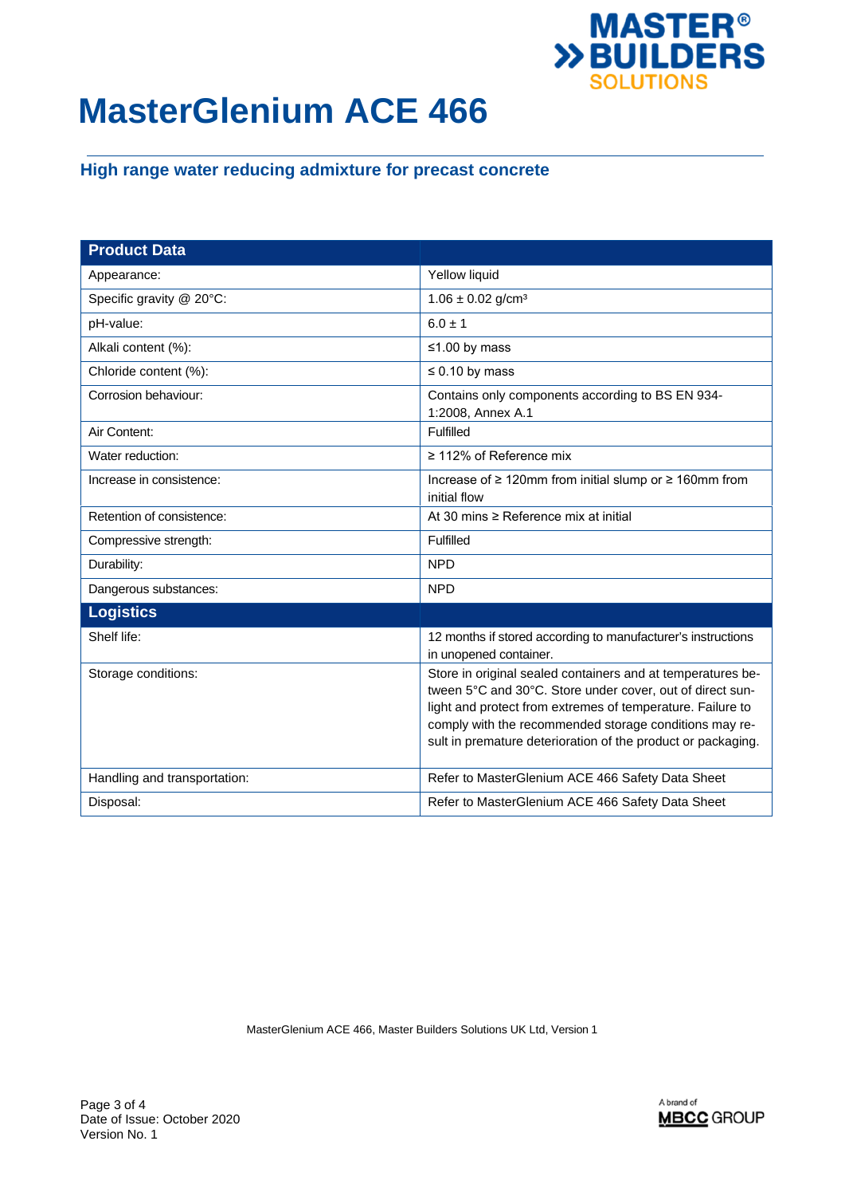# MasterGlenium ACE 466

## High range water reducing admixture for precast concrete

| Product Data | |
|---|---|
| Appearance: | Yellow liquid |
| Specific gravity @ 20°C: | 1.06 ± 0.02 g/cm³ |
| pH-value: | 6.0 ± 1 |
| Alkali content (%): | ≤1.00 by mass |
| Chloride content (%): | ≤ 0.10 by mass |
| Corrosion behaviour: | Contains only components according to BS EN 934-1:2008, Annex A.1 |
| Air Content: | Fulfilled |
| Water reduction: | ≥ 112% of Reference mix |
| Increase in consistence: | Increase of ≥ 120mm from initial slump or ≥ 160mm from initial flow |
| Retention of consistence: | At 30 mins ≥ Reference mix at initial |
| Compressive strength: | Fulfilled |
| Durability: | NPD |
| Dangerous substances: | NPD |
| **Logistics** | |
| Shelf life: | 12 months if stored according to manufacturer's instructions in unopened container. |
| Storage conditions: | Store in original sealed containers and at temperatures between 5°C and 30°C. Store under cover, out of direct sunlight and protect from extremes of temperature. Failure to comply with the recommended storage conditions may result in premature deterioration of the product or packaging. |
| Handling and transportation: | Refer to MasterGlenium ACE 466 Safety Data Sheet |
| Disposal: | Refer to MasterGlenium ACE 466 Safety Data Sheet |

MasterGlenium ACE 466, Master Builders Solutions UK Ltd, Version 1

Date of Issue: October 2020
Version No. 1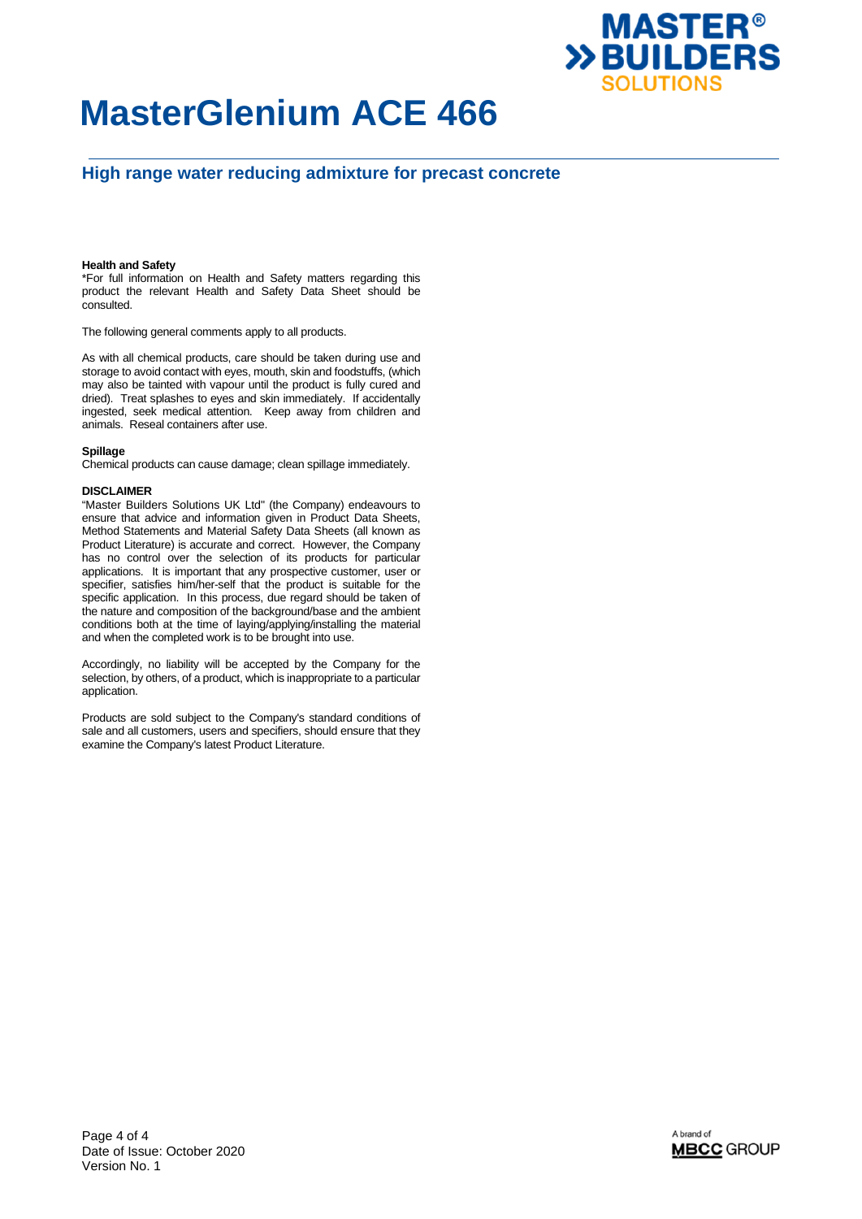# MasterGlenium ACE 466

## High range water reducing admixture for precast concrete

**Health and Safety**
*For full information on Health and Safety matters regarding this product the relevant Health and Safety Data Sheet should be consulted.

The following general comments apply to all products.

As with all chemical products, care should be taken during use and storage to avoid contact with eyes, mouth, skin and foodstuffs, (which may also be tainted with vapour until the product is fully cured and dried). Treat splashes to eyes and skin immediately. If accidentally ingested, seek medical attention. Keep away from children and animals. Reseal containers after use.

**Spillage**
Chemical products can cause damage; clean spillage immediately.

**DISCLAIMER**
"Master Builders Solutions UK Ltd" (the Company) endeavours to ensure that advice and information given in Product Data Sheets, Method Statements and Material Safety Data Sheets (all known as Product Literature) is accurate and correct. However, the Company has no control over the selection of its products for particular applications. It is important that any prospective customer, user or specifier, satisfies him/her-self that the product is suitable for the specific application. In this process, due regard should be taken of the nature and composition of the background/base and the ambient conditions both at the time of laying/applying/installing the material and when the completed work is to be brought into use.

Accordingly, no liability will be accepted by the Company for the selection, by others, of a product, which is inappropriate to a particular application.

Products are sold subject to the Company's standard conditions of sale and all customers, users and specifiers, should ensure that they examine the Company's latest Product Literature.

Date of Issue: October 2020
Version No. 1